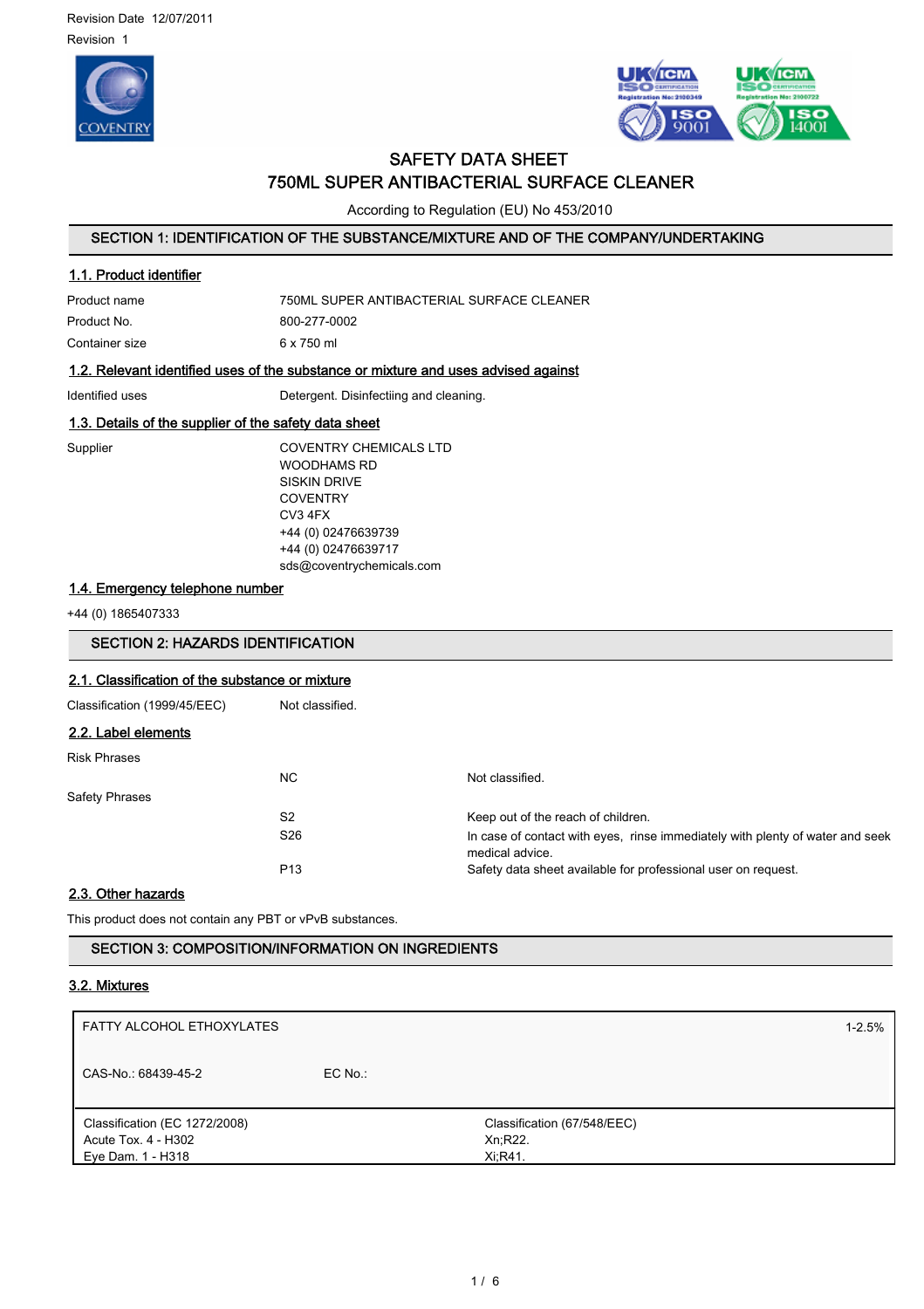Revision Date 12/07/2011

Revision 1

# SAFETY DATA SHEET

# 750ML SUPER ANTIBACTERIAL SURFACE CLEANER

According to Regulation (EU) No 453/2010

## SECTION 1: IDENTIFICATION OF THE SUBSTANCE/MIXTURE AND OF THE COMPANY/UNDERTAKING

### 1.1. Product identifier

| | |
|---|---|
| Product name | 750ML SUPER ANTIBACTERIAL SURFACE CLEANER |
| Product No. | 800-277-0002 |
| Container size | 6 x 750 ml |

### 1.2. Relevant identified uses of the substance or mixture and uses advised against

| | |
|---|---|
| Identified uses | Detergent. Disinfectiing and cleaning. |

### 1.3. Details of the supplier of the safety data sheet

Supplier

COVENTRY CHEMICALS LTD
WOODHAMS RD
SISKIN DRIVE
COVENTRY
CV3 4FX
+44 (0) 02476639739
+44 (0) 02476639717
sds@coventrychemicals.com

### 1.4. Emergency telephone number

+44 (0) 1865407333

## SECTION 2: HAZARDS IDENTIFICATION

### 2.1. Classification of the substance or mixture

| | |
|---|---|
| Classification (1999/45/EEC) | Not classified. |

### 2.2. Label elements

Risk Phrases

| | |
|---|---|
| NC | Not classified. |

Safety Phrases

| | |
|---|---|
| S2 | Keep out of the reach of children. |
| S26 | In case of contact with eyes, rinse immediately with plenty of water and seek medical advice. |
| P13 | Safety data sheet available for professional user on request. |

### 2.3. Other hazards

This product does not contain any PBT or vPvB substances.

## SECTION 3: COMPOSITION/INFORMATION ON INGREDIENTS

### 3.2. Mixtures

| FATTY ALCOHOL ETHOXYLATES | | 1-2.5% |
|---|---|---|
| CAS-No.: 68439-45-2 | EC No.: | |
| Classification (EC 1272/2008)<br>Acute Tox. 4 - H302<br>Eye Dam. 1 - H318 | Classification (67/548/EEC)<br>Xn;R22.<br>Xi;R41. | |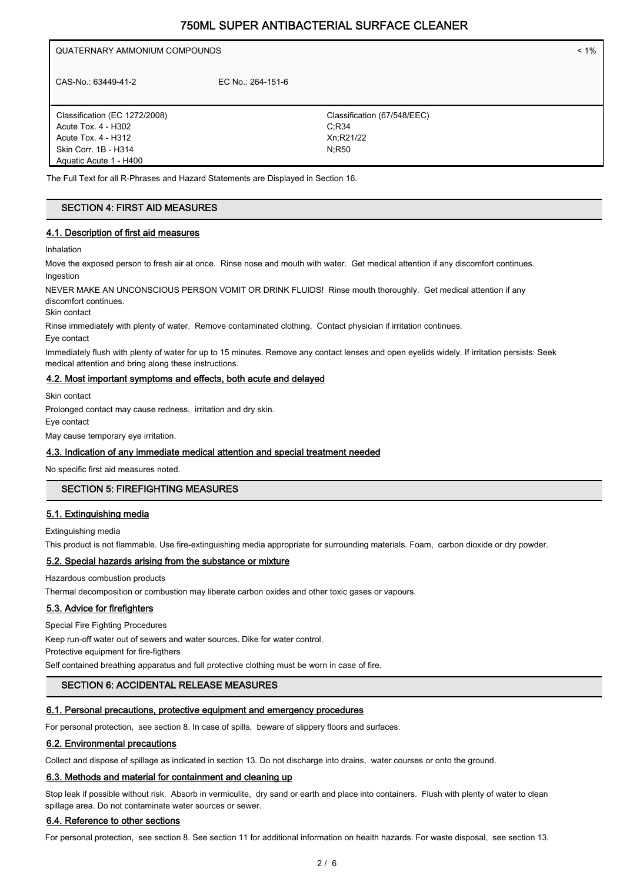| QUATERNARY AMMONIUM COMPOUNDS | | < 1% |
|---|---|---|
| CAS-No.: 63449-41-2 | EC No.: 264-151-6 | |
| Classification (EC 1272/2008)<br>Acute Tox. 4 - H302<br>Acute Tox. 4 - H312<br>Skin Corr. 1B - H314<br>Aquatic Acute 1 - H400 | Classification (67/548/EEC)<br>C;R34<br>Xn;R21/22<br>N;R50 | |

The Full Text for all R-Phrases and Hazard Statements are Displayed in Section 16.

## SECTION 4: FIRST AID MEASURES

### 4.1. Description of first aid measures

Inhalation

Move the exposed person to fresh air at once. Rinse nose and mouth with water. Get medical attention if any discomfort continues.

Ingestion

NEVER MAKE AN UNCONSCIOUS PERSON VOMIT OR DRINK FLUIDS! Rinse mouth thoroughly. Get medical attention if any discomfort continues.

Skin contact

Rinse immediately with plenty of water. Remove contaminated clothing. Contact physician if irritation continues.

Eye contact

Immediately flush with plenty of water for up to 15 minutes. Remove any contact lenses and open eyelids widely. If irritation persists: Seek medical attention and bring along these instructions.

### 4.2. Most important symptoms and effects, both acute and delayed

Skin contact

Prolonged contact may cause redness, irritation and dry skin.

Eye contact

May cause temporary eye irritation.

### 4.3. Indication of any immediate medical attention and special treatment needed

No specific first aid measures noted.

## SECTION 5: FIREFIGHTING MEASURES

### 5.1. Extinguishing media

Extinguishing media

This product is not flammable. Use fire-extinguishing media appropriate for surrounding materials. Foam, carbon dioxide or dry powder.

### 5.2. Special hazards arising from the substance or mixture

Hazardous combustion products

Thermal decomposition or combustion may liberate carbon oxides and other toxic gases or vapours.

### 5.3. Advice for firefighters

Special Fire Fighting Procedures

Keep run-off water out of sewers and water sources. Dike for water control.

Protective equipment for fire-figthers

Self contained breathing apparatus and full protective clothing must be worn in case of fire.

## SECTION 6: ACCIDENTAL RELEASE MEASURES

### 6.1. Personal precautions, protective equipment and emergency procedures

For personal protection, see section 8. In case of spills, beware of slippery floors and surfaces.

### 6.2. Environmental precautions

Collect and dispose of spillage as indicated in section 13. Do not discharge into drains, water courses or onto the ground.

### 6.3. Methods and material for containment and cleaning up

Stop leak if possible without risk. Absorb in vermiculite, dry sand or earth and place into containers. Flush with plenty of water to clean spillage area. Do not contaminate water sources or sewer.

### 6.4. Reference to other sections

For personal protection, see section 8. See section 11 for additional information on health hazards. For waste disposal, see section 13.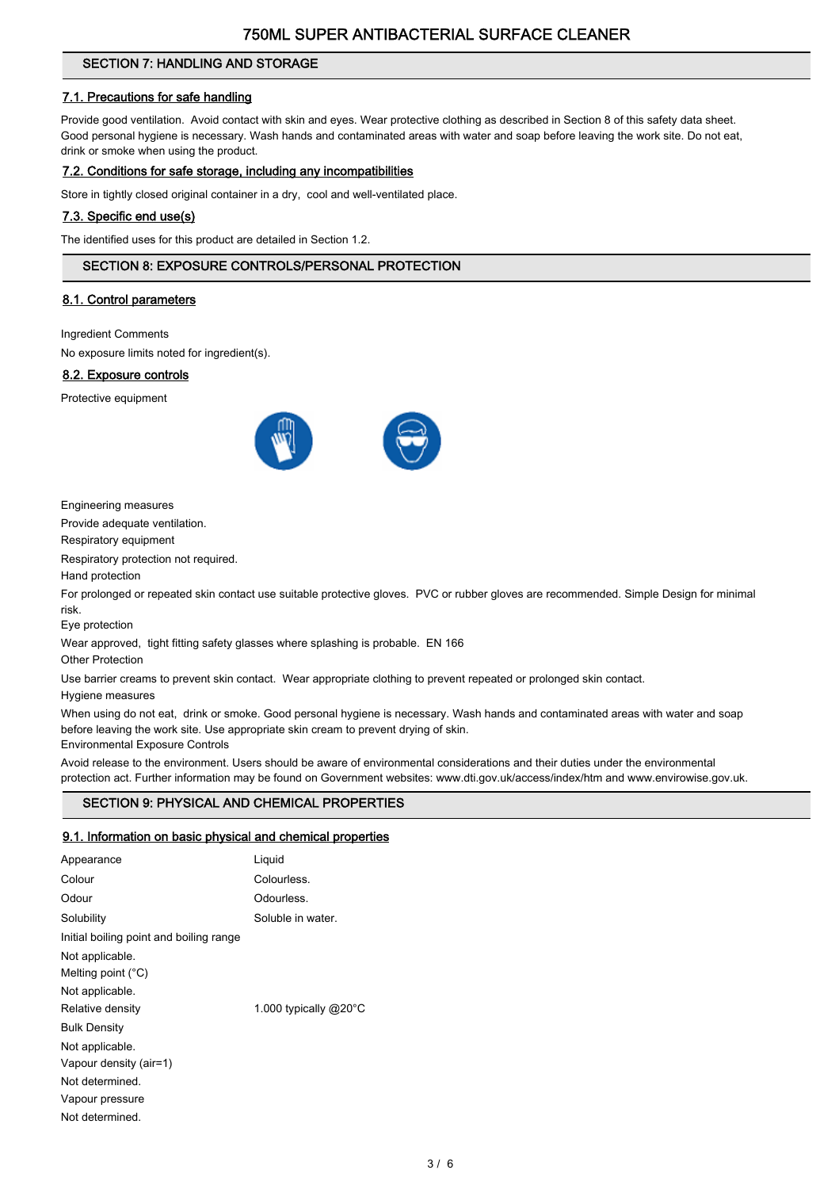## SECTION 7: HANDLING AND STORAGE

### 7.1. Precautions for safe handling

Provide good ventilation. Avoid contact with skin and eyes. Wear protective clothing as described in Section 8 of this safety data sheet. Good personal hygiene is necessary. Wash hands and contaminated areas with water and soap before leaving the work site. Do not eat, drink or smoke when using the product.

### 7.2. Conditions for safe storage, including any incompatibilities

Store in tightly closed original container in a dry, cool and well-ventilated place.

### 7.3. Specific end use(s)

The identified uses for this product are detailed in Section 1.2.

## SECTION 8: EXPOSURE CONTROLS/PERSONAL PROTECTION

### 8.1. Control parameters

Ingredient Comments

No exposure limits noted for ingredient(s).

### 8.2. Exposure controls

Protective equipment

Engineering measures

Provide adequate ventilation.

Respiratory equipment

Respiratory protection not required.

Hand protection

For prolonged or repeated skin contact use suitable protective gloves. PVC or rubber gloves are recommended. Simple Design for minimal risk.

Eye protection

Wear approved, tight fitting safety glasses where splashing is probable. EN 166

Other Protection

Use barrier creams to prevent skin contact. Wear appropriate clothing to prevent repeated or prolonged skin contact.

Hygiene measures

When using do not eat, drink or smoke. Good personal hygiene is necessary. Wash hands and contaminated areas with water and soap before leaving the work site. Use appropriate skin cream to prevent drying of skin.

Environmental Exposure Controls

Avoid release to the environment. Users should be aware of environmental considerations and their duties under the environmental protection act. Further information may be found on Government websites: www.dti.gov.uk/access/index/htm and www.envirowise.gov.uk.

## SECTION 9: PHYSICAL AND CHEMICAL PROPERTIES

### 9.1. Information on basic physical and chemical properties

| | |
|---|---|
| Appearance | Liquid |
| Colour | Colourless. |
| Odour | Odourless. |
| Solubility | Soluble in water. |

Initial boiling point and boiling range

Not applicable.

Melting point (°C)

Not applicable.

| | |
|---|---|
| Relative density | 1.000 typically @20°C |

Bulk Density

Not applicable.

Vapour density (air=1)

Not determined.

Vapour pressure

Not determined.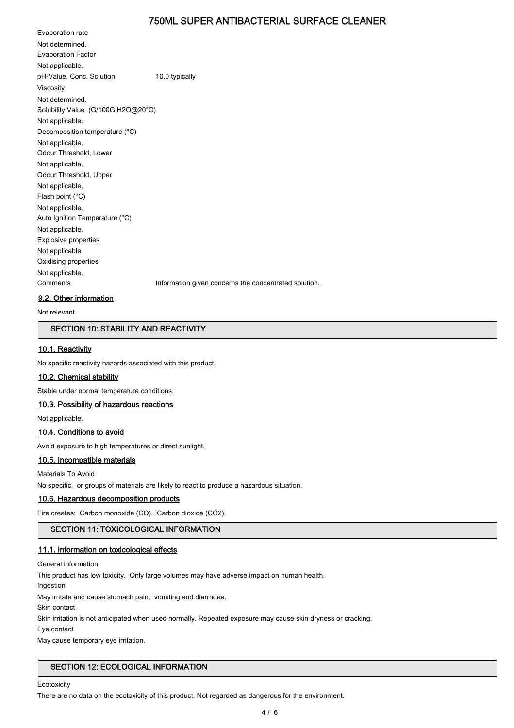Evaporation rate

Not determined.

Evaporation Factor

Not applicable.

pH-Value, Conc. Solution 10.0 typically

Viscosity

Not determined.

Solubility Value (G/100G H2O@20°C)

Not applicable.

Decomposition temperature (°C)

Not applicable.

Odour Threshold, Lower

Not applicable.

Odour Threshold, Upper

Not applicable.

Flash point (°C)

Not applicable.

Auto Ignition Temperature (°C)

Not applicable.

Explosive properties

Not applicable

Oxidising properties

Not applicable.

Comments Information given concerns the concentrated solution.

### 9.2. Other information

Not relevant

## SECTION 10: STABILITY AND REACTIVITY

### 10.1. Reactivity

No specific reactivity hazards associated with this product.

### 10.2. Chemical stability

Stable under normal temperature conditions.

### 10.3. Possibility of hazardous reactions

Not applicable.

### 10.4. Conditions to avoid

Avoid exposure to high temperatures or direct sunlight.

### 10.5. Incompatible materials

Materials To Avoid

No specific, or groups of materials are likely to react to produce a hazardous situation.

### 10.6. Hazardous decomposition products

Fire creates: Carbon monoxide (CO). Carbon dioxide ($CO_2$).

## SECTION 11: TOXICOLOGICAL INFORMATION

### 11.1. Information on toxicological effects

General information

This product has low toxicity. Only large volumes may have adverse impact on human health.

Ingestion

May irritate and cause stomach pain, vomiting and diarrhoea.

Skin contact

Skin irritation is not anticipated when used normally. Repeated exposure may cause skin dryness or cracking.

Eye contact

May cause temporary eye irritation.

## SECTION 12: ECOLOGICAL INFORMATION

Ecotoxicity

There are no data on the ecotoxicity of this product. Not regarded as dangerous for the environment.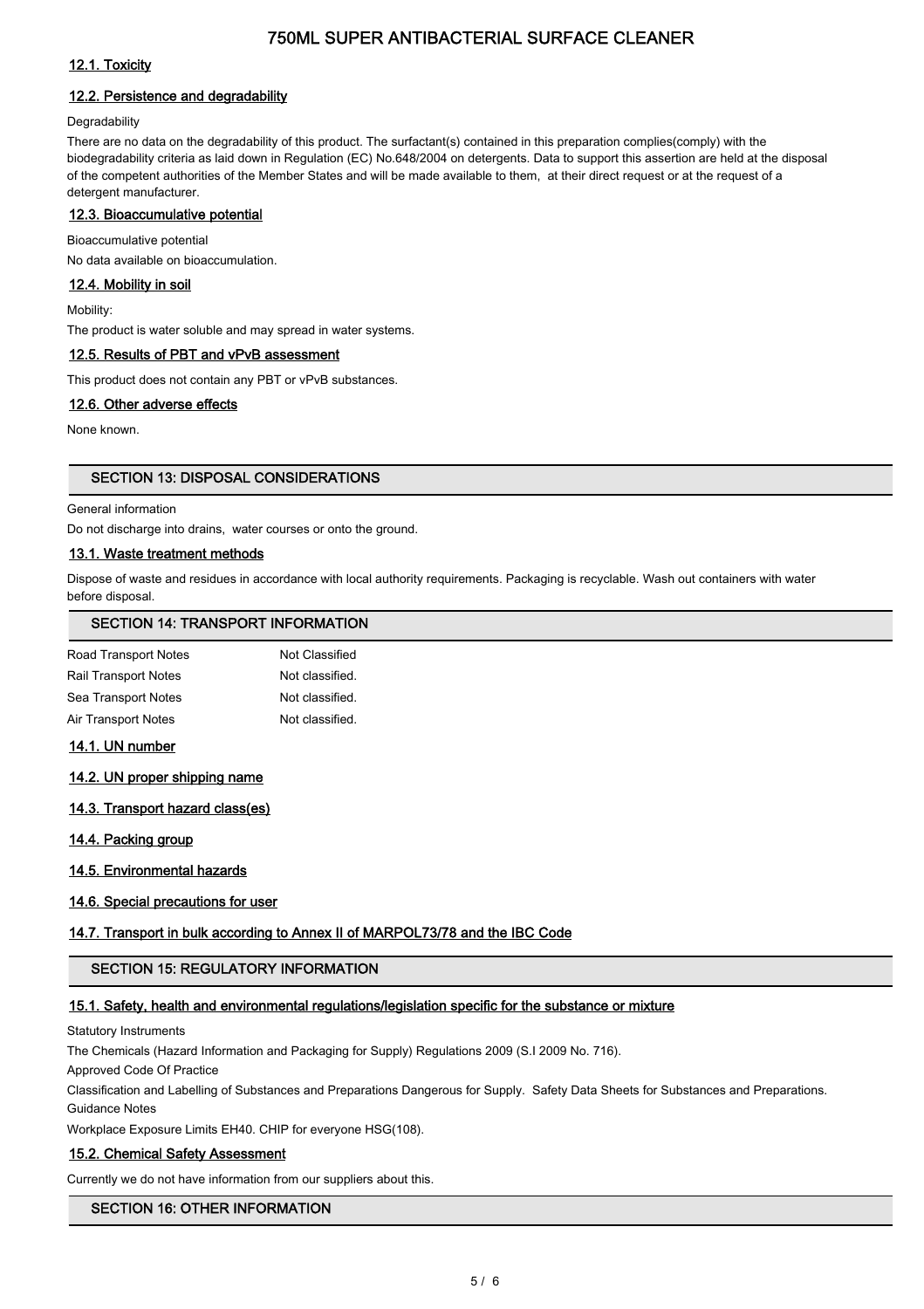### 12.1. Toxicity

### 12.2. Persistence and degradability

Degradability

There are no data on the degradability of this product. The surfactant(s) contained in this preparation complies(comply) with the biodegradability criteria as laid down in Regulation (EC) No.648/2004 on detergents. Data to support this assertion are held at the disposal of the competent authorities of the Member States and will be made available to them, at their direct request or at the request of a detergent manufacturer.

### 12.3. Bioaccumulative potential

Bioaccumulative potential

No data available on bioaccumulation.

### 12.4. Mobility in soil

Mobility:

The product is water soluble and may spread in water systems.

### 12.5. Results of PBT and vPvB assessment

This product does not contain any PBT or vPvB substances.

### 12.6. Other adverse effects

None known.

## SECTION 13: DISPOSAL CONSIDERATIONS

General information

Do not discharge into drains, water courses or onto the ground.

### 13.1. Waste treatment methods

Dispose of waste and residues in accordance with local authority requirements. Packaging is recyclable. Wash out containers with water before disposal.

## SECTION 14: TRANSPORT INFORMATION

| | |
|---|---|
| Road Transport Notes | Not Classified |
| Rail Transport Notes | Not classified. |
| Sea Transport Notes | Not classified. |
| Air Transport Notes | Not classified. |

### 14.1. UN number

### 14.2. UN proper shipping name

### 14.3. Transport hazard class(es)

### 14.4. Packing group

### 14.5. Environmental hazards

### 14.6. Special precautions for user

### 14.7. Transport in bulk according to Annex II of MARPOL73/78 and the IBC Code

## SECTION 15: REGULATORY INFORMATION

### 15.1. Safety, health and environmental regulations/legislation specific for the substance or mixture

Statutory Instruments

The Chemicals (Hazard Information and Packaging for Supply) Regulations 2009 (S.I 2009 No. 716).

Approved Code Of Practice

Classification and Labelling of Substances and Preparations Dangerous for Supply. Safety Data Sheets for Substances and Preparations.

Guidance Notes

Workplace Exposure Limits EH40. CHIP for everyone HSG(108).

### 15.2. Chemical Safety Assessment

Currently we do not have information from our suppliers about this.

## SECTION 16: OTHER INFORMATION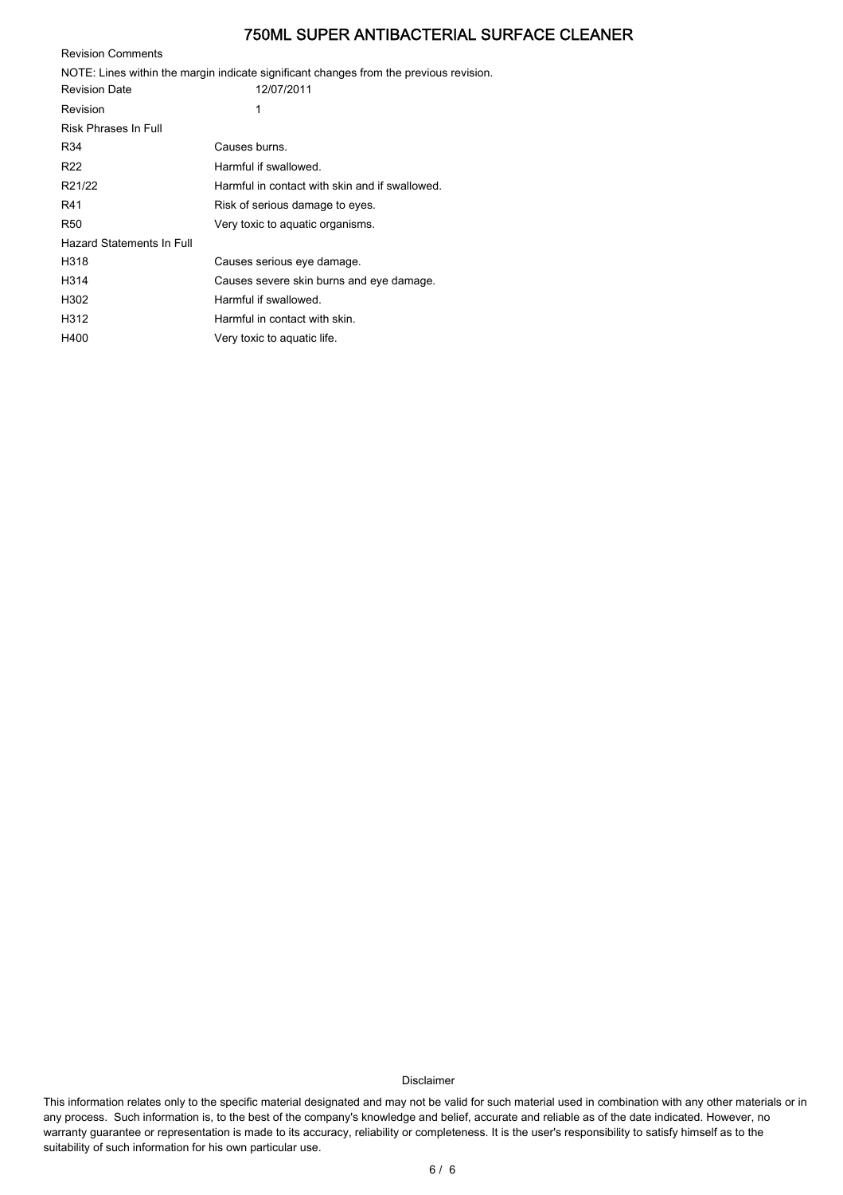Revision Comments

NOTE: Lines within the margin indicate significant changes from the previous revision.

| | |
|---|---|
| Revision Date | 12/07/2011 |
| Revision | 1 |

Risk Phrases In Full

| | |
|---|---|
| R34 | Causes burns. |
| R22 | Harmful if swallowed. |
| R21/22 | Harmful in contact with skin and if swallowed. |
| R41 | Risk of serious damage to eyes. |
| R50 | Very toxic to aquatic organisms. |

Hazard Statements In Full

| | |
|---|---|
| H318 | Causes serious eye damage. |
| H314 | Causes severe skin burns and eye damage. |
| H302 | Harmful if swallowed. |
| H312 | Harmful in contact with skin. |
| H400 | Very toxic to aquatic life. |

Disclaimer

This information relates only to the specific material designated and may not be valid for such material used in combination with any other materials or in any process. Such information is, to the best of the company's knowledge and belief, accurate and reliable as of the date indicated. However, no warranty guarantee or representation is made to its accuracy, reliability or completeness. It is the user's responsibility to satisfy himself as to the suitability of such information for his own particular use.